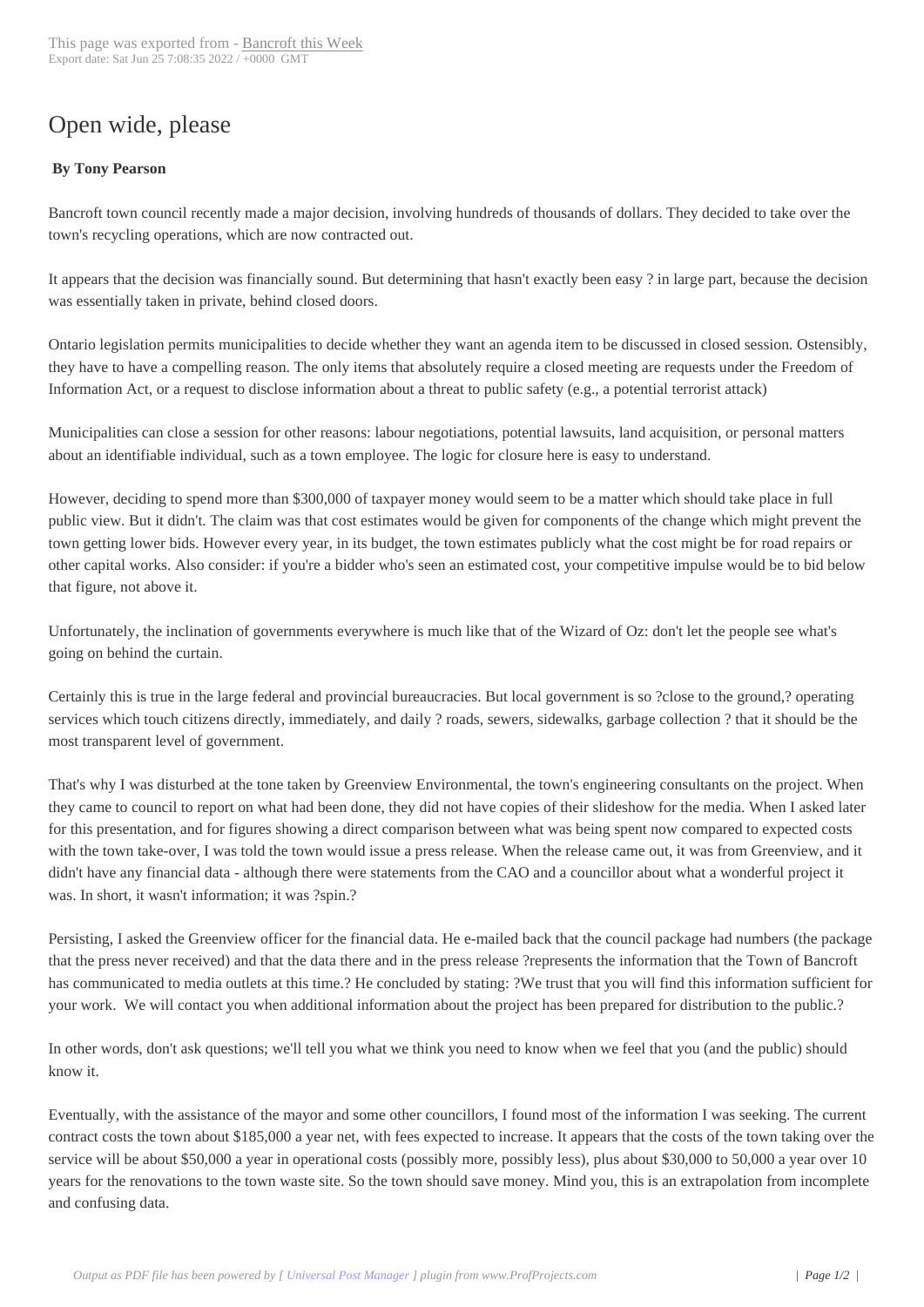# Open wide, please

**By Tony Pearson**

Bancroft town council recently made a major decision, involving hundreds of thousands of dollars. They decided to take over the town's recycling operations, which are now contracted out.

It appears that the decision was financially sound. But determining that hasn't exactly been easy ? in large part, because the decision was essentially taken in private, behind closed doors.

Ontario legislation permits municipalities to decide whether they want an agenda item to be discussed in closed session. Ostensibly, they have to have a compelling reason. The only items that absolutely require a closed meeting are requests under the Freedom of Information Act, or a request to disclose information about a threat to public safety (e.g., a potential terrorist attack)

Municipalities can close a session for other reasons: labour negotiations, potential lawsuits, land acquisition, or personal matters about an identifiable individual, such as a town employee. The logic for closure here is easy to understand.

However, deciding to spend more than $300,000 of taxpayer money would seem to be a matter which should take place in full public view. But it didn't. The claim was that cost estimates would be given for components of the change which might prevent the town getting lower bids. However every year, in its budget, the town estimates publicly what the cost might be for road repairs or other capital works. Also consider: if you're a bidder who's seen an estimated cost, your competitive impulse would be to bid below that figure, not above it.

Unfortunately, the inclination of governments everywhere is much like that of the Wizard of Oz: don't let the people see what's going on behind the curtain.

Certainly this is true in the large federal and provincial bureaucracies. But local government is so ?close to the ground,? operating services which touch citizens directly, immediately, and daily ? roads, sewers, sidewalks, garbage collection ? that it should be the most transparent level of government.

That's why I was disturbed at the tone taken by Greenview Environmental, the town's engineering consultants on the project. When they came to council to report on what had been done, they did not have copies of their slideshow for the media. When I asked later for this presentation, and for figures showing a direct comparison between what was being spent now compared to expected costs with the town take-over, I was told the town would issue a press release. When the release came out, it was from Greenview, and it didn't have any financial data - although there were statements from the CAO and a councillor about what a wonderful project it was. In short, it wasn't information; it was ?spin.?

Persisting, I asked the Greenview officer for the financial data. He e-mailed back that the council package had numbers (the package that the press never received) and that the data there and in the press release ?represents the information that the Town of Bancroft has communicated to media outlets at this time.? He concluded by stating: ?We trust that you will find this information sufficient for your work. We will contact you when additional information about the project has been prepared for distribution to the public.?

In other words, don't ask questions; we'll tell you what we think you need to know when we feel that you (and the public) should know it.

Eventually, with the assistance of the mayor and some other councillors, I found most of the information I was seeking. The current contract costs the town about $185,000 a year net, with fees expected to increase. It appears that the costs of the town taking over the service will be about $50,000 a year in operational costs (possibly more, possibly less), plus about $30,000 to 50,000 a year over 10 years for the renovations to the town waste site. So the town should save money. Mind you, this is an extrapolation from incomplete and confusing data.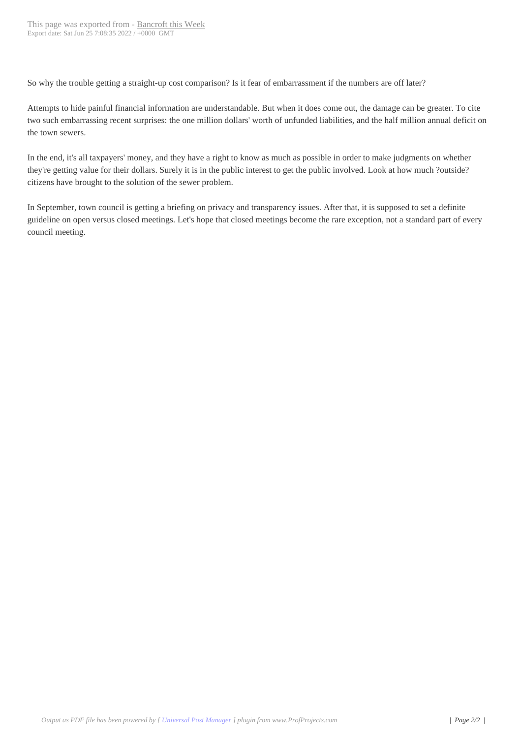So why the trouble getting a straight-up cost comparison? Is it fear of embarrassment if the numbers are off later?

Attempts to hide painful financial information are understandable. But when it does come out, the damage can be greater. To cite two such embarrassing recent surprises: the one million dollars' worth of unfunded liabilities, and the half million annual deficit on the town sewers.

In the end, it's all taxpayers' money, and they have a right to know as much as possible in order to make judgments on whether they're getting value for their dollars. Surely it is in the public interest to get the public involved. Look at how much ?outside? citizens have brought to the solution of the sewer problem.

In September, town council is getting a briefing on privacy and transparency issues. After that, it is supposed to set a definite guideline on open versus closed meetings. Let's hope that closed meetings become the rare exception, not a standard part of every council meeting.